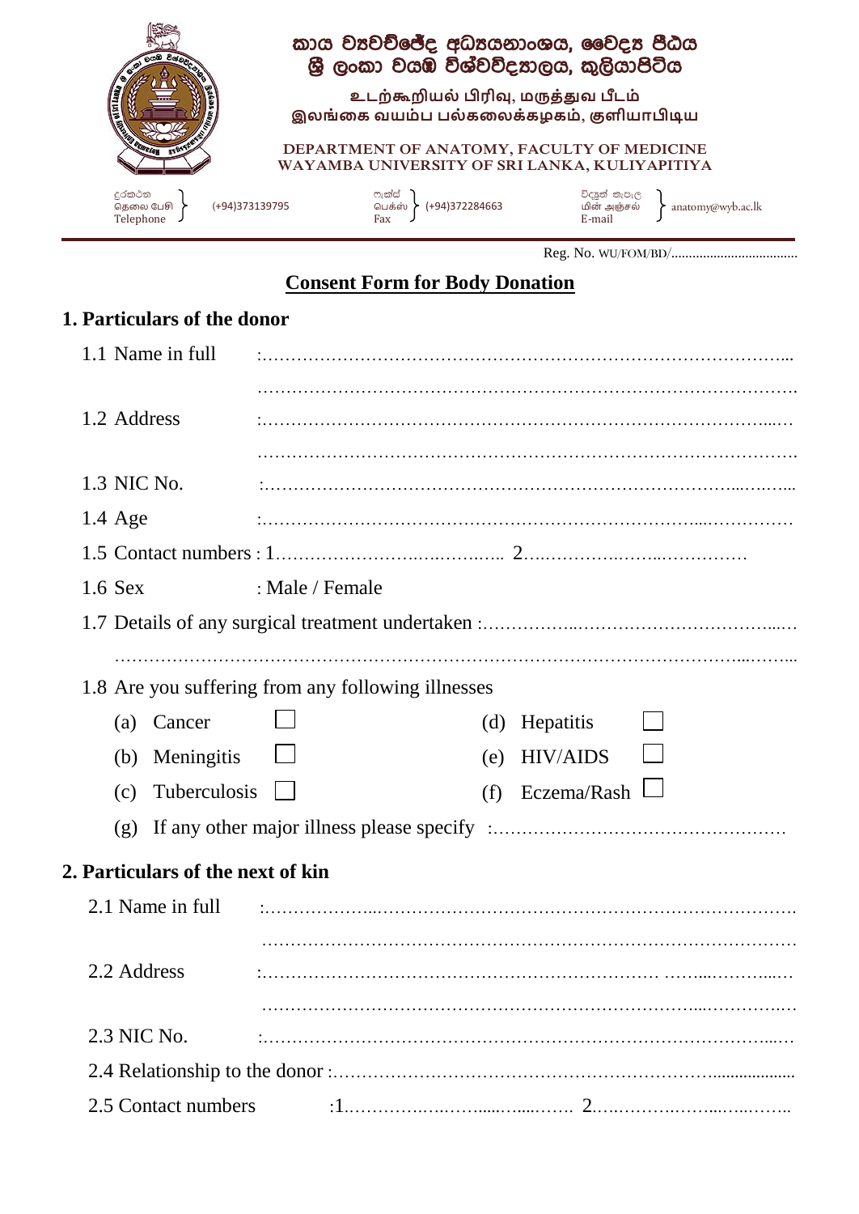කාය ව්‍යවච්ඡේද අධ්‍යයනාංශය, වෛද්‍ය පීඨය
ශ්‍රී ලංකා වයඹ විශ්වවිද්‍යාලය, කුලියාපිටිය

உடற்கூறியல் பிரிவு, மருத்துவ பீடம்
இலங்கை வயம்ப பல்கலைக்கழகம், குளியாபிடிய

DEPARTMENT OF ANATOMY, FACULTY OF MEDICINE
WAYAMBA UNIVERSITY OF SRI LANKA, KULIYAPITIYA

දුරකථන / தொலை பேசி / Telephone } (+94)373139795 &nbsp;&nbsp; ෆැක්ස් / பெக்ஸ் / Fax } (+94)372284663 &nbsp;&nbsp; විද්‍යුත් තැපැල / மின் அஞ்சல் / E-mail } anatomy@wyb.ac.lk

Reg. No. WU/FOM/BD/....................................

## Consent Form for Body Donation

### 1. Particulars of the donor

1.1 Name in full :……………………………………………………………………………...
……………………………………………………………………………….

1.2 Address :……………………………………………………………………………...
……………………………………………………………………………….

1.3 NIC No. :……………………………………………………………………………...

1.4 Age :……………………………………………………………………………...

1.5 Contact numbers : 1…………………………………… 2……………………………

1.6 Sex : Male / Female

1.7 Details of any surgical treatment undertaken :……………………………………………...
……………………………………………………………………………………………………...

1.8 Are you suffering from any following illnesses

- (a) Cancer ☐
- (b) Meningitis ☐
- (c) Tuberculosis ☐
- (d) Hepatitis ☐
- (e) HIV/AIDS ☐
- (f) Eczema/Rash ☐
- (g) If any other major illness please specify :……………………………………………

### 2. Particulars of the next of kin

2.1 Name in full :……………………………………………………………………………...
……………………………………………………………………………….

2.2 Address :……………………………………………………………………………...
……………………………………………………………………………….

2.3 NIC No. :……………………………………………………………………………...

2.4 Relationship to the donor :……………………………………………………………...................

2.5 Contact numbers :1…………………………………… 2……………………………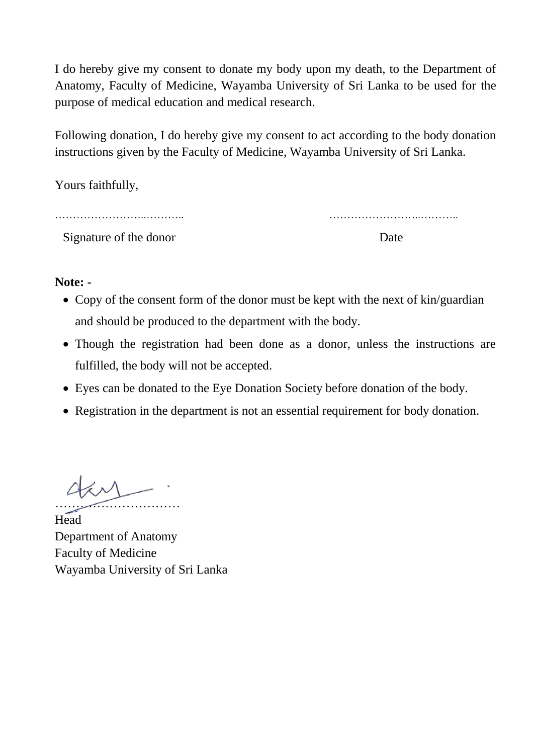I do hereby give my consent to donate my body upon my death, to the Department of Anatomy, Faculty of Medicine, Wayamba University of Sri Lanka to be used for the purpose of medical education and medical research.

Following donation, I do hereby give my consent to act according to the body donation instructions given by the Faculty of Medicine, Wayamba University of Sri Lanka.

Yours faithfully,

……………………..……….. ……………………..………..

Signature of the donor Date

**Note: -**

- Copy of the consent form of the donor must be kept with the next of kin/guardian and should be produced to the department with the body.
- Though the registration had been done as a donor, unless the instructions are fulfilled, the body will not be accepted.
- Eyes can be donated to the Eye Donation Society before donation of the body.
- Registration in the department is not an essential requirement for body donation.

…………………………

Head
Department of Anatomy
Faculty of Medicine
Wayamba University of Sri Lanka